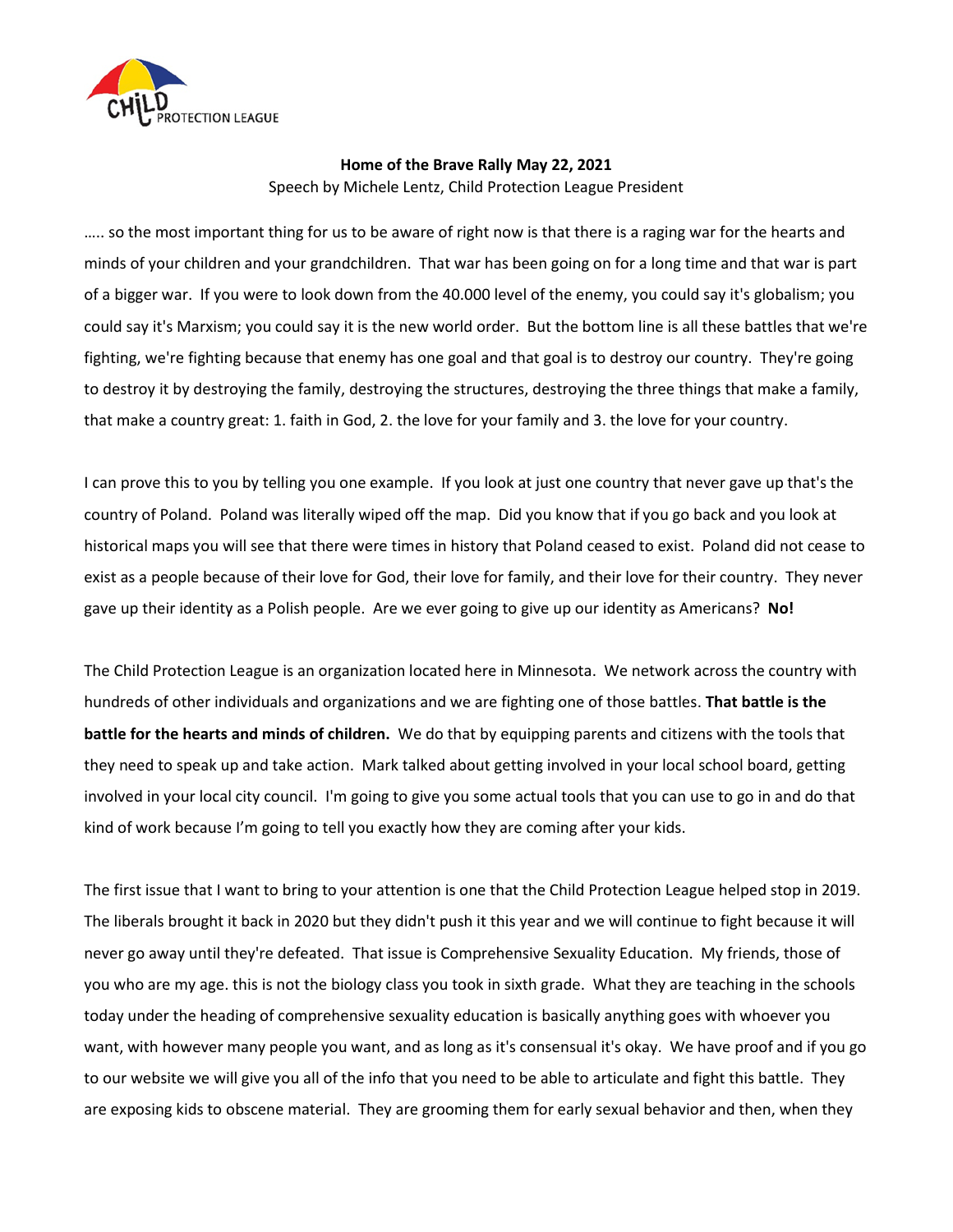**Home of the Brave Rally May 22, 2021**

Speech by Michele Lentz, Child Protection League President

….. so the most important thing for us to be aware of right now is that there is a raging war for the hearts and minds of your children and your grandchildren. That war has been going on for a long time and that war is part of a bigger war. If you were to look down from the 40.000 level of the enemy, you could say it's globalism; you could say it's Marxism; you could say it is the new world order. But the bottom line is all these battles that we're fighting, we're fighting because that enemy has one goal and that goal is to destroy our country. They're going to destroy it by destroying the family, destroying the structures, destroying the three things that make a family, that make a country great: 1. faith in God, 2. the love for your family and 3. the love for your country.

I can prove this to you by telling you one example. If you look at just one country that never gave up that's the country of Poland. Poland was literally wiped off the map. Did you know that if you go back and you look at historical maps you will see that there were times in history that Poland ceased to exist. Poland did not cease to exist as a people because of their love for God, their love for family, and their love for their country. They never gave up their identity as a Polish people. Are we ever going to give up our identity as Americans? **No!**

The Child Protection League is an organization located here in Minnesota. We network across the country with hundreds of other individuals and organizations and we are fighting one of those battles. **That battle is the battle for the hearts and minds of children.** We do that by equipping parents and citizens with the tools that they need to speak up and take action. Mark talked about getting involved in your local school board, getting involved in your local city council. I'm going to give you some actual tools that you can use to go in and do that kind of work because I'm going to tell you exactly how they are coming after your kids.

The first issue that I want to bring to your attention is one that the Child Protection League helped stop in 2019. The liberals brought it back in 2020 but they didn't push it this year and we will continue to fight because it will never go away until they're defeated. That issue is Comprehensive Sexuality Education. My friends, those of you who are my age. this is not the biology class you took in sixth grade. What they are teaching in the schools today under the heading of comprehensive sexuality education is basically anything goes with whoever you want, with however many people you want, and as long as it's consensual it's okay. We have proof and if you go to our website we will give you all of the info that you need to be able to articulate and fight this battle. They are exposing kids to obscene material. They are grooming them for early sexual behavior and then, when they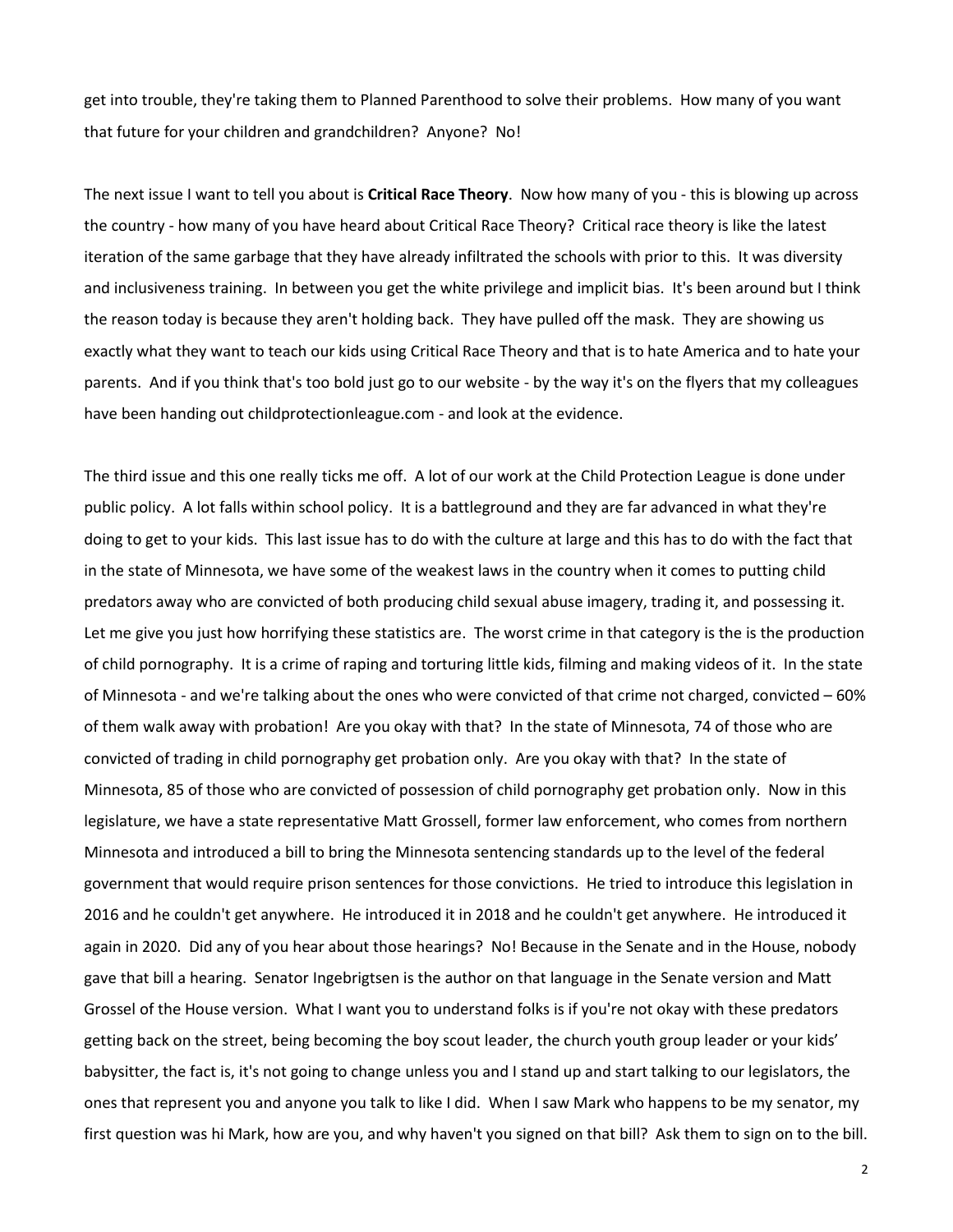get into trouble, they're taking them to Planned Parenthood to solve their problems. How many of you want that future for your children and grandchildren? Anyone? No!

The next issue I want to tell you about is **Critical Race Theory**. Now how many of you - this is blowing up across the country - how many of you have heard about Critical Race Theory? Critical race theory is like the latest iteration of the same garbage that they have already infiltrated the schools with prior to this. It was diversity and inclusiveness training. In between you get the white privilege and implicit bias. It's been around but I think the reason today is because they aren't holding back. They have pulled off the mask. They are showing us exactly what they want to teach our kids using Critical Race Theory and that is to hate America and to hate your parents. And if you think that's too bold just go to our website - by the way it's on the flyers that my colleagues have been handing out childprotectionleague.com - and look at the evidence.

The third issue and this one really ticks me off. A lot of our work at the Child Protection League is done under public policy. A lot falls within school policy. It is a battleground and they are far advanced in what they're doing to get to your kids. This last issue has to do with the culture at large and this has to do with the fact that in the state of Minnesota, we have some of the weakest laws in the country when it comes to putting child predators away who are convicted of both producing child sexual abuse imagery, trading it, and possessing it. Let me give you just how horrifying these statistics are. The worst crime in that category is the is the production of child pornography. It is a crime of raping and torturing little kids, filming and making videos of it. In the state of Minnesota - and we're talking about the ones who were convicted of that crime not charged, convicted – 60% of them walk away with probation! Are you okay with that? In the state of Minnesota, 74 of those who are convicted of trading in child pornography get probation only. Are you okay with that? In the state of Minnesota, 85 of those who are convicted of possession of child pornography get probation only. Now in this legislature, we have a state representative Matt Grossell, former law enforcement, who comes from northern Minnesota and introduced a bill to bring the Minnesota sentencing standards up to the level of the federal government that would require prison sentences for those convictions. He tried to introduce this legislation in 2016 and he couldn't get anywhere. He introduced it in 2018 and he couldn't get anywhere. He introduced it again in 2020. Did any of you hear about those hearings? No! Because in the Senate and in the House, nobody gave that bill a hearing. Senator Ingebrigtsen is the author on that language in the Senate version and Matt Grossel of the House version. What I want you to understand folks is if you're not okay with these predators getting back on the street, being becoming the boy scout leader, the church youth group leader or your kids' babysitter, the fact is, it's not going to change unless you and I stand up and start talking to our legislators, the ones that represent you and anyone you talk to like I did. When I saw Mark who happens to be my senator, my first question was hi Mark, how are you, and why haven't you signed on that bill? Ask them to sign on to the bill.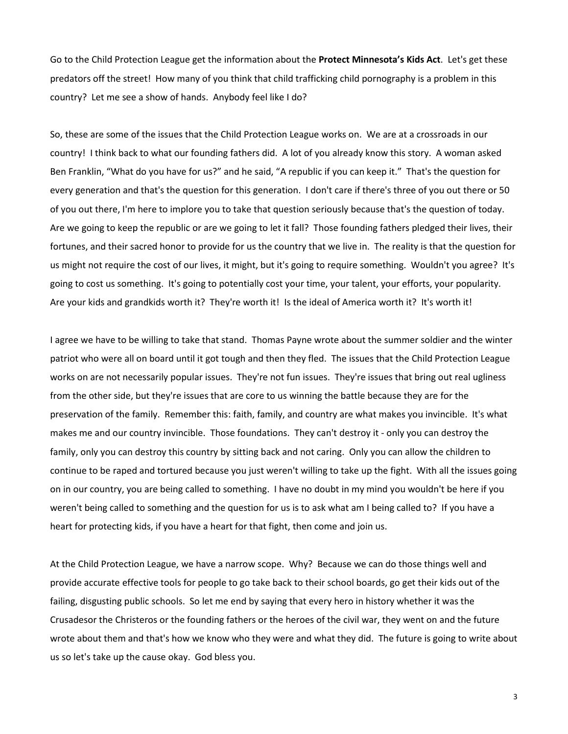Go to the Child Protection League get the information about the **Protect Minnesota's Kids Act**. Let's get these predators off the street! How many of you think that child trafficking child pornography is a problem in this country? Let me see a show of hands. Anybody feel like I do?

So, these are some of the issues that the Child Protection League works on. We are at a crossroads in our country! I think back to what our founding fathers did. A lot of you already know this story. A woman asked Ben Franklin, "What do you have for us?" and he said, "A republic if you can keep it." That's the question for every generation and that's the question for this generation. I don't care if there's three of you out there or 50 of you out there, I'm here to implore you to take that question seriously because that's the question of today. Are we going to keep the republic or are we going to let it fall? Those founding fathers pledged their lives, their fortunes, and their sacred honor to provide for us the country that we live in. The reality is that the question for us might not require the cost of our lives, it might, but it's going to require something. Wouldn't you agree? It's going to cost us something. It's going to potentially cost your time, your talent, your efforts, your popularity. Are your kids and grandkids worth it? They're worth it! Is the ideal of America worth it? It's worth it!

I agree we have to be willing to take that stand. Thomas Payne wrote about the summer soldier and the winter patriot who were all on board until it got tough and then they fled. The issues that the Child Protection League works on are not necessarily popular issues. They're not fun issues. They're issues that bring out real ugliness from the other side, but they're issues that are core to us winning the battle because they are for the preservation of the family. Remember this: faith, family, and country are what makes you invincible. It's what makes me and our country invincible. Those foundations. They can't destroy it - only you can destroy the family, only you can destroy this country by sitting back and not caring. Only you can allow the children to continue to be raped and tortured because you just weren't willing to take up the fight. With all the issues going on in our country, you are being called to something. I have no doubt in my mind you wouldn't be here if you weren't being called to something and the question for us is to ask what am I being called to? If you have a heart for protecting kids, if you have a heart for that fight, then come and join us.

At the Child Protection League, we have a narrow scope. Why? Because we can do those things well and provide accurate effective tools for people to go take back to their school boards, go get their kids out of the failing, disgusting public schools. So let me end by saying that every hero in history whether it was the Crusadesor the Christeros or the founding fathers or the heroes of the civil war, they went on and the future wrote about them and that's how we know who they were and what they did. The future is going to write about us so let's take up the cause okay. God bless you.